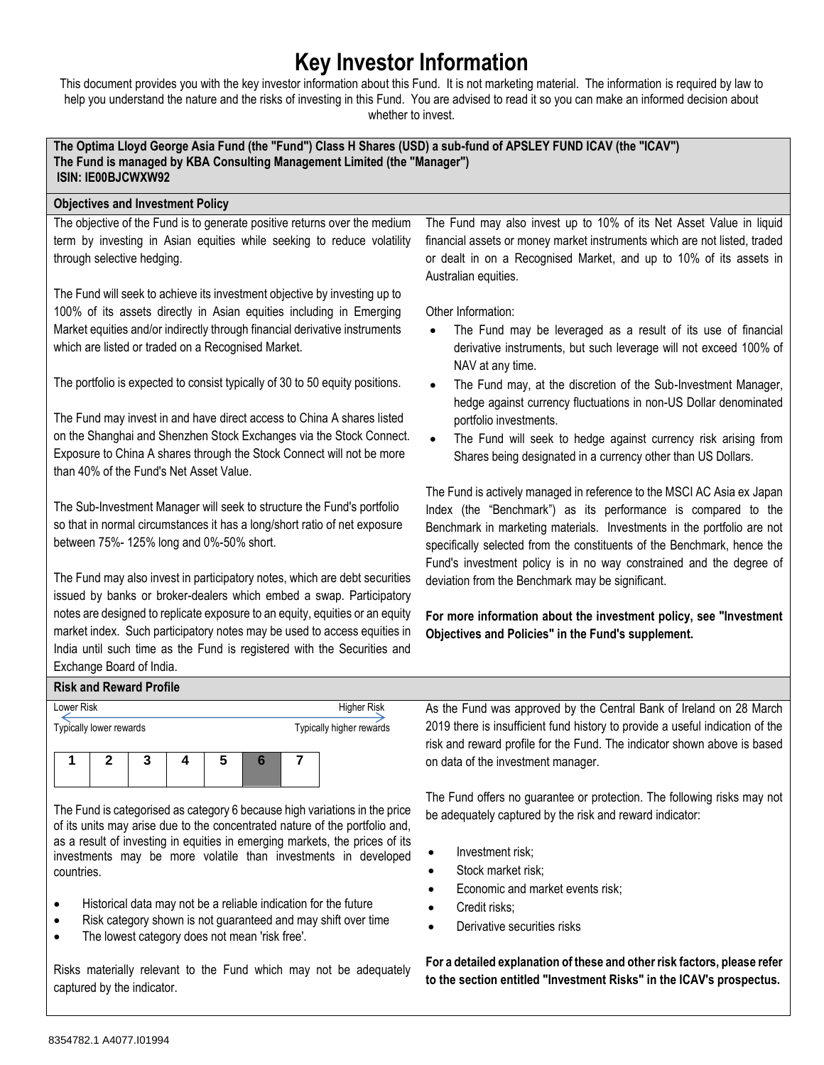# Key Investor Information

This document provides you with the key investor information about this Fund. It is not marketing material. The information is required by law to help you understand the nature and the risks of investing in this Fund. You are advised to read it so you can make an informed decision about whether to invest.

**The Optima Lloyd George Asia Fund (the "Fund") Class H Shares (USD) a sub-fund of APSLEY FUND ICAV (the "ICAV")**
**The Fund is managed by KBA Consulting Management Limited (the "Manager")**
**ISIN: IE00BJCWXW92**

## Objectives and Investment Policy

The objective of the Fund is to generate positive returns over the medium term by investing in Asian equities while seeking to reduce volatility through selective hedging.

The Fund will seek to achieve its investment objective by investing up to 100% of its assets directly in Asian equities including in Emerging Market equities and/or indirectly through financial derivative instruments which are listed or traded on a Recognised Market.

The portfolio is expected to consist typically of 30 to 50 equity positions.

The Fund may invest in and have direct access to China A shares listed on the Shanghai and Shenzhen Stock Exchanges via the Stock Connect. Exposure to China A shares through the Stock Connect will not be more than 40% of the Fund's Net Asset Value.

The Sub-Investment Manager will seek to structure the Fund's portfolio so that in normal circumstances it has a long/short ratio of net exposure between 75%- 125% long and 0%-50% short.

The Fund may also invest in participatory notes, which are debt securities issued by banks or broker-dealers which embed a swap. Participatory notes are designed to replicate exposure to an equity, equities or an equity market index. Such participatory notes may be used to access equities in India until such time as the Fund is registered with the Securities and Exchange Board of India.

The Fund may also invest up to 10% of its Net Asset Value in liquid financial assets or money market instruments which are not listed, traded or dealt in on a Recognised Market, and up to 10% of its assets in Australian equities.

Other Information:

- The Fund may be leveraged as a result of its use of financial derivative instruments, but such leverage will not exceed 100% of NAV at any time.
- The Fund may, at the discretion of the Sub-Investment Manager, hedge against currency fluctuations in non-US Dollar denominated portfolio investments.
- The Fund will seek to hedge against currency risk arising from Shares being designated in a currency other than US Dollars.

The Fund is actively managed in reference to the MSCI AC Asia ex Japan Index (the "Benchmark") as its performance is compared to the Benchmark in marketing materials. Investments in the portfolio are not specifically selected from the constituents of the Benchmark, hence the Fund's investment policy is in no way constrained and the degree of deviation from the Benchmark may be significant.

**For more information about the investment policy, see "Investment Objectives and Policies" in the Fund's supplement.**

## Risk and Reward Profile

| Lower Risk | | | | | | Higher Risk |
|---|---|---|---|---|---|---|
| Typically lower rewards | | | | | | Typically higher rewards |
| 1 | 2 | 3 | 4 | 5 | **6** | 7 |

The Fund is categorised as category 6 because high variations in the price of its units may arise due to the concentrated nature of the portfolio and, as a result of investing in equities in emerging markets, the prices of its investments may be more volatile than investments in developed countries.

- Historical data may not be a reliable indication for the future
- Risk category shown is not guaranteed and may shift over time
- The lowest category does not mean 'risk free'.

Risks materially relevant to the Fund which may not be adequately captured by the indicator.

As the Fund was approved by the Central Bank of Ireland on 28 March 2019 there is insufficient fund history to provide a useful indication of the risk and reward profile for the Fund. The indicator shown above is based on data of the investment manager.

The Fund offers no guarantee or protection. The following risks may not be adequately captured by the risk and reward indicator:

- Investment risk;
- Stock market risk;
- Economic and market events risk;
- Credit risks;
- Derivative securities risks

**For a detailed explanation of these and other risk factors, please refer to the section entitled "Investment Risks" in the ICAV's prospectus.**

8354782.1 A4077.I01994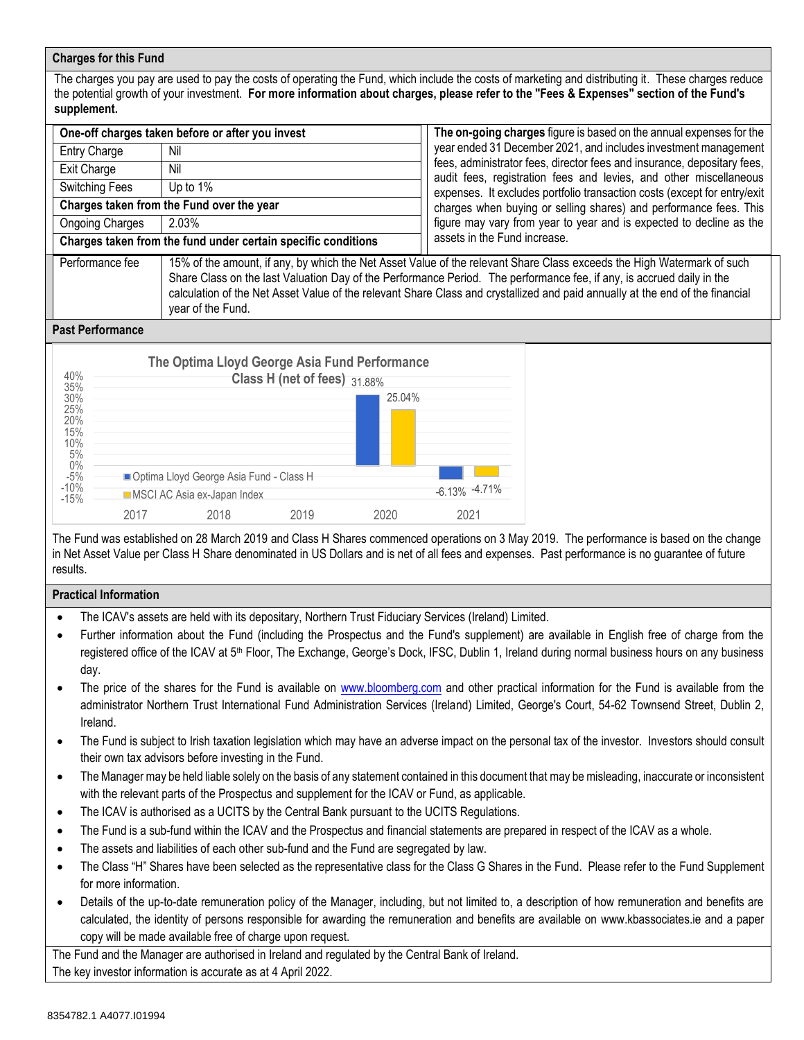## Charges for this Fund

The charges you pay are used to pay the costs of operating the Fund, which include the costs of marketing and distributing it. These charges reduce the potential growth of your investment. **For more information about charges, please refer to the "Fees & Expenses" section of the Fund's supplement.**

| **One-off charges taken before or after you invest** | |
|---|---|
| Entry Charge | Nil |
| Exit Charge | Nil |
| Switching Fees | Up to 1% |
| **Charges taken from the Fund over the year** | |
| Ongoing Charges | 2.03% |
| **Charges taken from the fund under certain specific conditions** | |
| Performance fee | 15% of the amount, if any, by which the Net Asset Value of the relevant Share Class exceeds the High Watermark of such Share Class on the last Valuation Day of the Performance Period. The performance fee, if any, is accrued daily in the calculation of the Net Asset Value of the relevant Share Class and crystallized and paid annually at the end of the financial year of the Fund. |

**The on-going charges** figure is based on the annual expenses for the year ended 31 December 2021, and includes investment management fees, administrator fees, director fees and insurance, depositary fees, audit fees, registration fees and levies, and other miscellaneous expenses. It excludes portfolio transaction costs (except for entry/exit charges when buying or selling shares) and performance fees. This figure may vary from year to year and is expected to decline as the assets in the Fund increase.

## Past Performance

The Optima Lloyd George Asia Fund Performance
Class H (net of fees)

40%
35%
30%
25%
20%
15%
10%
5%
0%
-5%
-10%
-15%

31.88%
25.04%
-6.13%
-4.71%

Optima Lloyd George Asia Fund - Class H
MSCI AC Asia ex-Japan Index

2017
2018
2019
2020
2021

The Fund was established on 28 March 2019 and Class H Shares commenced operations on 3 May 2019. The performance is based on the change in Net Asset Value per Class H Share denominated in US Dollars and is net of all fees and expenses. Past performance is no guarantee of future results.

## Practical Information

- The ICAV's assets are held with its depositary, Northern Trust Fiduciary Services (Ireland) Limited.
- Further information about the Fund (including the Prospectus and the Fund's supplement) are available in English free of charge from the registered office of the ICAV at 5th Floor, The Exchange, George's Dock, IFSC, Dublin 1, Ireland during normal business hours on any business day.
- The price of the shares for the Fund is available on www.bloomberg.com and other practical information for the Fund is available from the administrator Northern Trust International Fund Administration Services (Ireland) Limited, George's Court, 54-62 Townsend Street, Dublin 2, Ireland.
- The Fund is subject to Irish taxation legislation which may have an adverse impact on the personal tax of the investor. Investors should consult their own tax advisors before investing in the Fund.
- The Manager may be held liable solely on the basis of any statement contained in this document that may be misleading, inaccurate or inconsistent with the relevant parts of the Prospectus and supplement for the ICAV or Fund, as applicable.
- The ICAV is authorised as a UCITS by the Central Bank pursuant to the UCITS Regulations.
- The Fund is a sub-fund within the ICAV and the Prospectus and financial statements are prepared in respect of the ICAV as a whole.
- The assets and liabilities of each other sub-fund and the Fund are segregated by law.
- The Class "H" Shares have been selected as the representative class for the Class G Shares in the Fund. Please refer to the Fund Supplement for more information.
- Details of the up-to-date remuneration policy of the Manager, including, but not limited to, a description of how remuneration and benefits are calculated, the identity of persons responsible for awarding the remuneration and benefits are available on www.kbassociates.ie and a paper copy will be made available free of charge upon request.

The Fund and the Manager are authorised in Ireland and regulated by the Central Bank of Ireland.
The key investor information is accurate as at 4 April 2022.

8354782.1 A4077.I01994